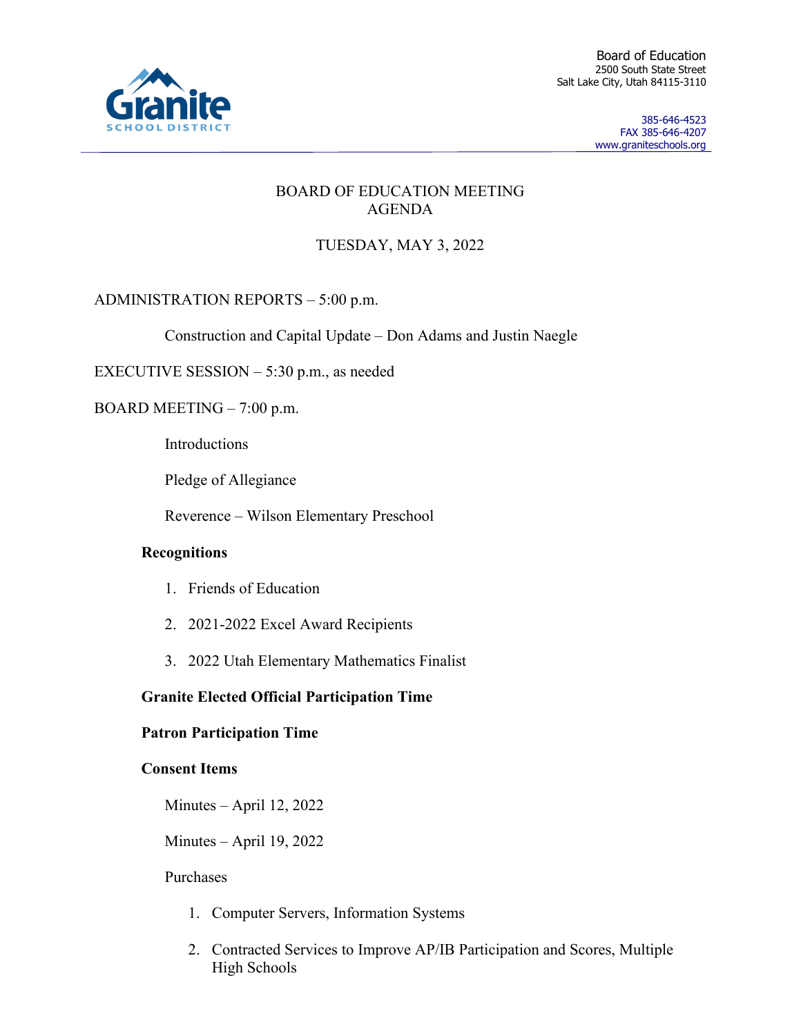Granite School District

Board of Education
2500 South State Street
Salt Lake City, Utah 84115-3110

385-646-4523
FAX 385-646-4207
www.graniteschools.org

# BOARD OF EDUCATION MEETING AGENDA

## TUESDAY, MAY 3, 2022

ADMINISTRATION REPORTS – 5:00 p.m.

Construction and Capital Update – Don Adams and Justin Naegle

EXECUTIVE SESSION – 5:30 p.m., as needed

BOARD MEETING – 7:00 p.m.

Introductions

Pledge of Allegiance

Reverence – Wilson Elementary Preschool

**Recognitions**

1. Friends of Education
2. 2021-2022 Excel Award Recipients
3. 2022 Utah Elementary Mathematics Finalist

**Granite Elected Official Participation Time**

**Patron Participation Time**

**Consent Items**

Minutes – April 12, 2022

Minutes – April 19, 2022

Purchases

1. Computer Servers, Information Systems
2. Contracted Services to Improve AP/IB Participation and Scores, Multiple High Schools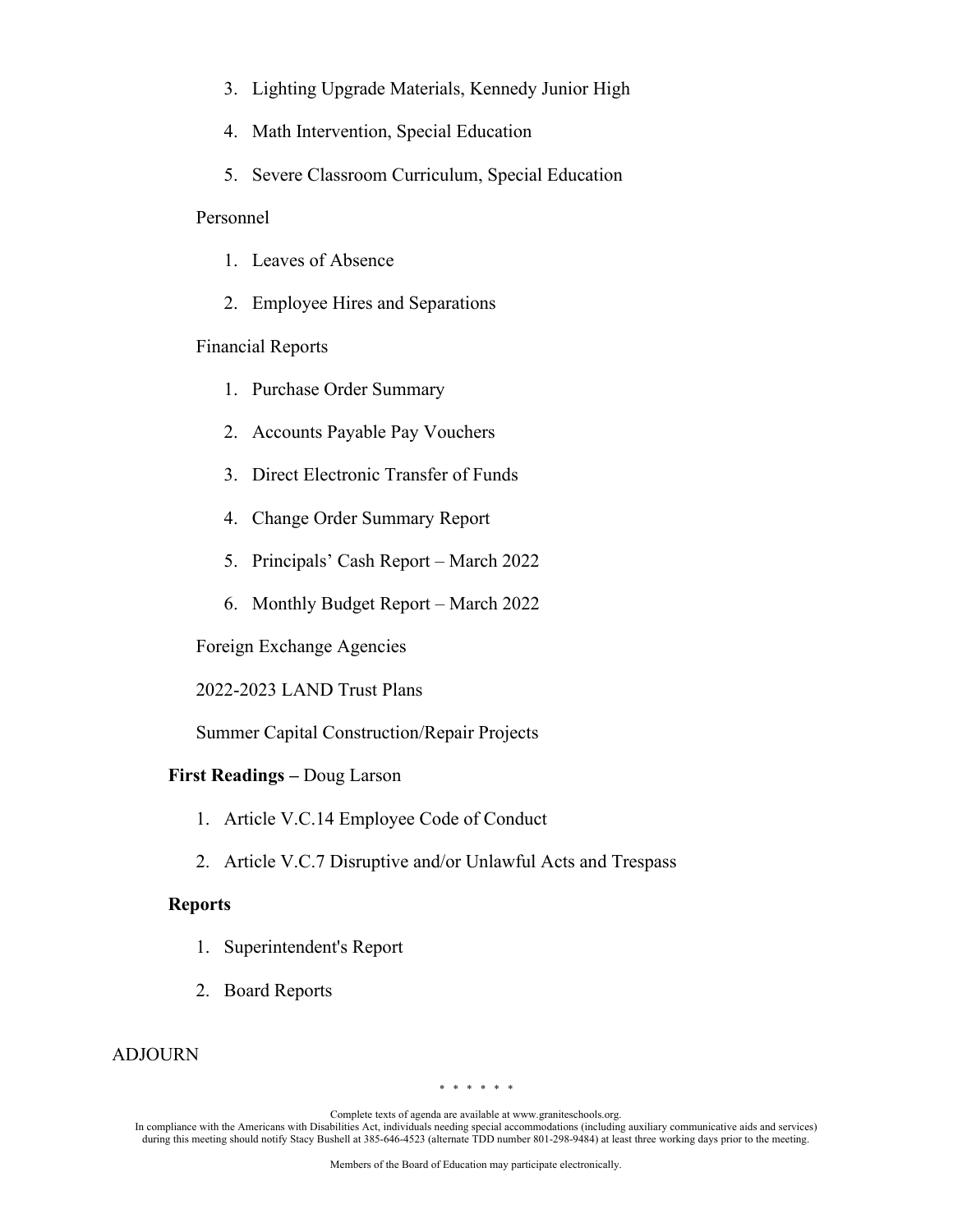3. Lighting Upgrade Materials, Kennedy Junior High
4. Math Intervention, Special Education
5. Severe Classroom Curriculum, Special Education

Personnel

1. Leaves of Absence
2. Employee Hires and Separations

Financial Reports

1. Purchase Order Summary
2. Accounts Payable Pay Vouchers
3. Direct Electronic Transfer of Funds
4. Change Order Summary Report
5. Principals' Cash Report – March 2022
6. Monthly Budget Report – March 2022

Foreign Exchange Agencies

2022-2023 LAND Trust Plans

Summer Capital Construction/Repair Projects

**First Readings –** Doug Larson

1. Article V.C.14 Employee Code of Conduct
2. Article V.C.7 Disruptive and/or Unlawful Acts and Trespass

**Reports**

1. Superintendent's Report
2. Board Reports

ADJOURN

\* \* \* \* \* \*

Complete texts of agenda are available at www.graniteschools.org.
In compliance with the Americans with Disabilities Act, individuals needing special accommodations (including auxiliary communicative aids and services) during this meeting should notify Stacy Bushell at 385-646-4523 (alternate TDD number 801-298-9484) at least three working days prior to the meeting.

Members of the Board of Education may participate electronically.